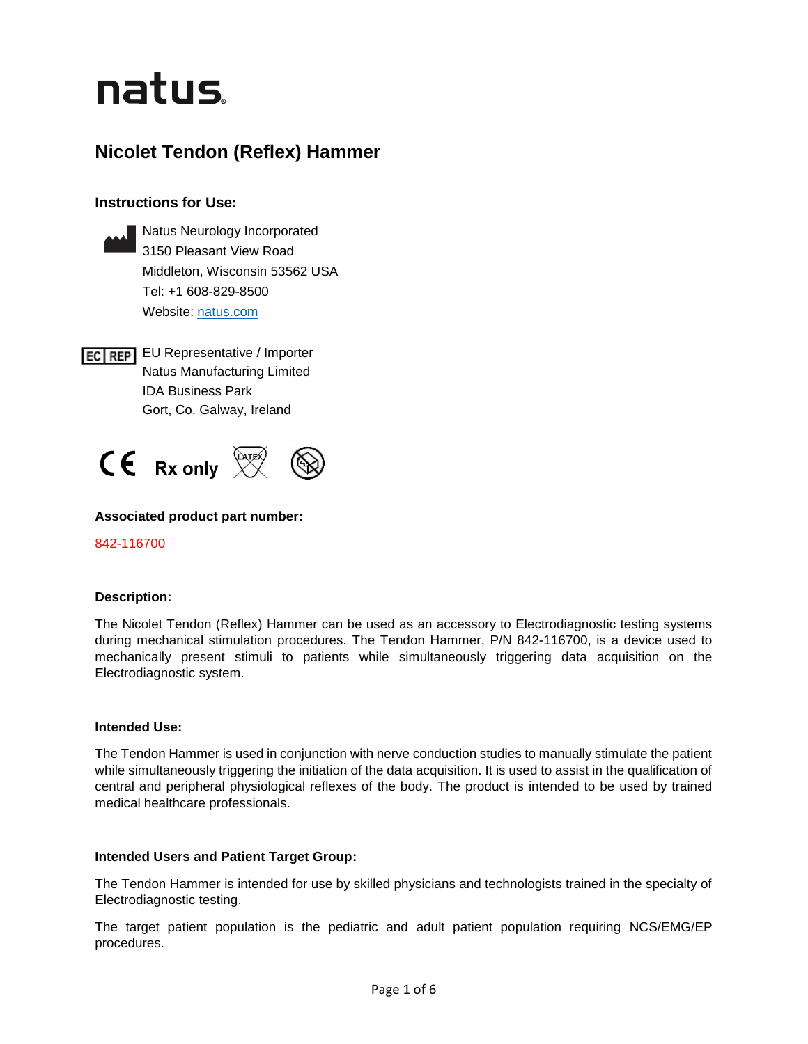natus

# Nicolet Tendon (Reflex) Hammer

### Instructions for Use:

Natus Neurology Incorporated
3150 Pleasant View Road
Middleton, Wisconsin 53562 USA
Tel: +1 608-829-8500
Website: [natus.com](natus.com)

EC REP EU Representative / Importer
Natus Manufacturing Limited
IDA Business Park
Gort, Co. Galway, Ireland

CE Rx only

### Associated product part number:

842-116700

### Description:

The Nicolet Tendon (Reflex) Hammer can be used as an accessory to Electrodiagnostic testing systems during mechanical stimulation procedures. The Tendon Hammer, P/N 842-116700, is a device used to mechanically present stimuli to patients while simultaneously triggering data acquisition on the Electrodiagnostic system.

### Intended Use:

The Tendon Hammer is used in conjunction with nerve conduction studies to manually stimulate the patient while simultaneously triggering the initiation of the data acquisition. It is used to assist in the qualification of central and peripheral physiological reflexes of the body. The product is intended to be used by trained medical healthcare professionals.

### Intended Users and Patient Target Group:

The Tendon Hammer is intended for use by skilled physicians and technologists trained in the specialty of Electrodiagnostic testing.

The target patient population is the pediatric and adult patient population requiring NCS/EMG/EP procedures.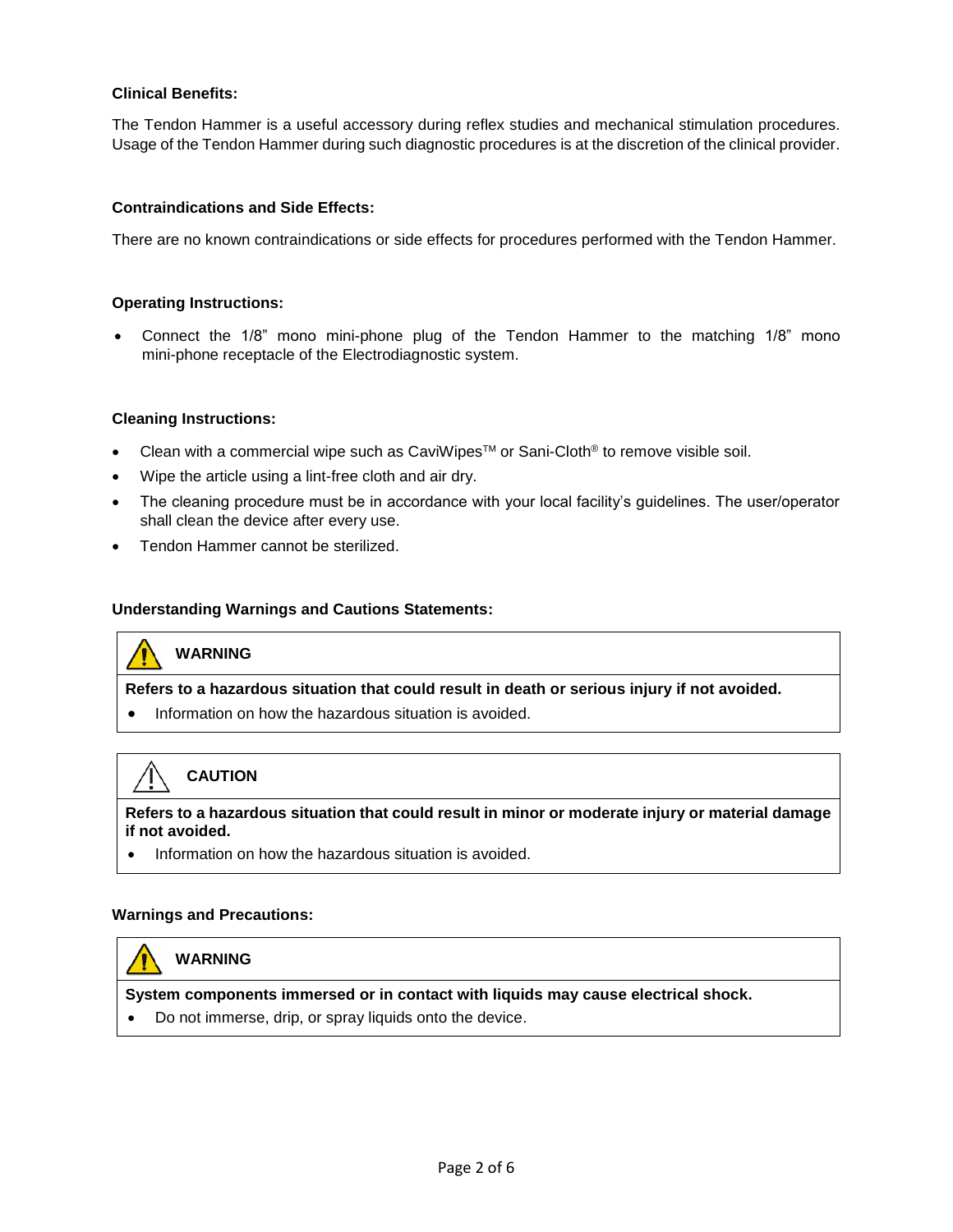**Clinical Benefits:**

The Tendon Hammer is a useful accessory during reflex studies and mechanical stimulation procedures. Usage of the Tendon Hammer during such diagnostic procedures is at the discretion of the clinical provider.

**Contraindications and Side Effects:**

There are no known contraindications or side effects for procedures performed with the Tendon Hammer.

**Operating Instructions:**

- Connect the 1/8" mono mini-phone plug of the Tendon Hammer to the matching 1/8" mono mini-phone receptacle of the Electrodiagnostic system.

**Cleaning Instructions:**

- Clean with a commercial wipe such as CaviWipes™ or Sani-Cloth® to remove visible soil.
- Wipe the article using a lint-free cloth and air dry.
- The cleaning procedure must be in accordance with your local facility's guidelines. The user/operator shall clean the device after every use.
- Tendon Hammer cannot be sterilized.

**Understanding Warnings and Cautions Statements:**

**WARNING**

**Refers to a hazardous situation that could result in death or serious injury if not avoided.**

- Information on how the hazardous situation is avoided.

**CAUTION**

**Refers to a hazardous situation that could result in minor or moderate injury or material damage if not avoided.**

- Information on how the hazardous situation is avoided.

**Warnings and Precautions:**

**WARNING**

**System components immersed or in contact with liquids may cause electrical shock.**

- Do not immerse, drip, or spray liquids onto the device.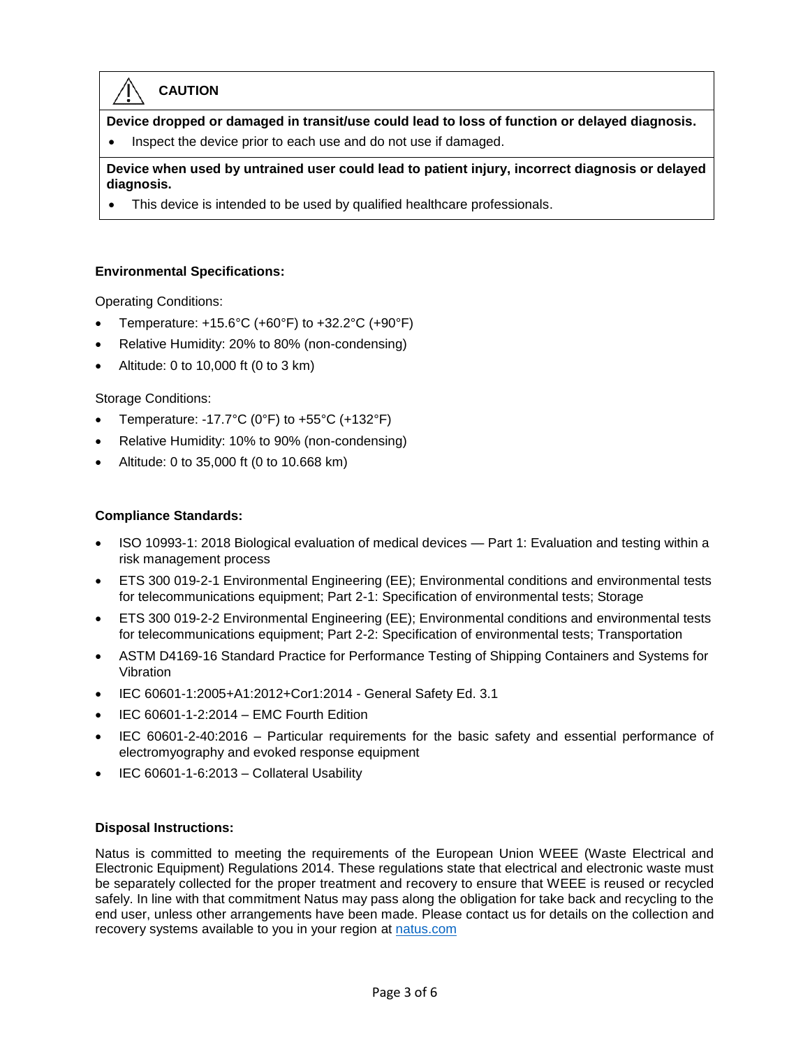⚠ **CAUTION**

**Device dropped or damaged in transit/use could lead to loss of function or delayed diagnosis.**

- Inspect the device prior to each use and do not use if damaged.

**Device when used by untrained user could lead to patient injury, incorrect diagnosis or delayed diagnosis.**

- This device is intended to be used by qualified healthcare professionals.

**Environmental Specifications:**

Operating Conditions:

- Temperature: +15.6°C (+60°F) to +32.2°C (+90°F)
- Relative Humidity: 20% to 80% (non-condensing)
- Altitude: 0 to 10,000 ft (0 to 3 km)

Storage Conditions:

- Temperature: -17.7°C (0°F) to +55°C (+132°F)
- Relative Humidity: 10% to 90% (non-condensing)
- Altitude: 0 to 35,000 ft (0 to 10.668 km)

**Compliance Standards:**

- ISO 10993-1: 2018 Biological evaluation of medical devices — Part 1: Evaluation and testing within a risk management process
- ETS 300 019-2-1 Environmental Engineering (EE); Environmental conditions and environmental tests for telecommunications equipment; Part 2-1: Specification of environmental tests; Storage
- ETS 300 019-2-2 Environmental Engineering (EE); Environmental conditions and environmental tests for telecommunications equipment; Part 2-2: Specification of environmental tests; Transportation
- ASTM D4169-16 Standard Practice for Performance Testing of Shipping Containers and Systems for Vibration
- IEC 60601-1:2005+A1:2012+Cor1:2014 - General Safety Ed. 3.1
- IEC 60601-1-2:2014 – EMC Fourth Edition
- IEC 60601-2-40:2016 – Particular requirements for the basic safety and essential performance of electromyography and evoked response equipment
- IEC 60601-1-6:2013 – Collateral Usability

**Disposal Instructions:**

Natus is committed to meeting the requirements of the European Union WEEE (Waste Electrical and Electronic Equipment) Regulations 2014. These regulations state that electrical and electronic waste must be separately collected for the proper treatment and recovery to ensure that WEEE is reused or recycled safely. In line with that commitment Natus may pass along the obligation for take back and recycling to the end user, unless other arrangements have been made. Please contact us for details on the collection and recovery systems available to you in your region at natus.com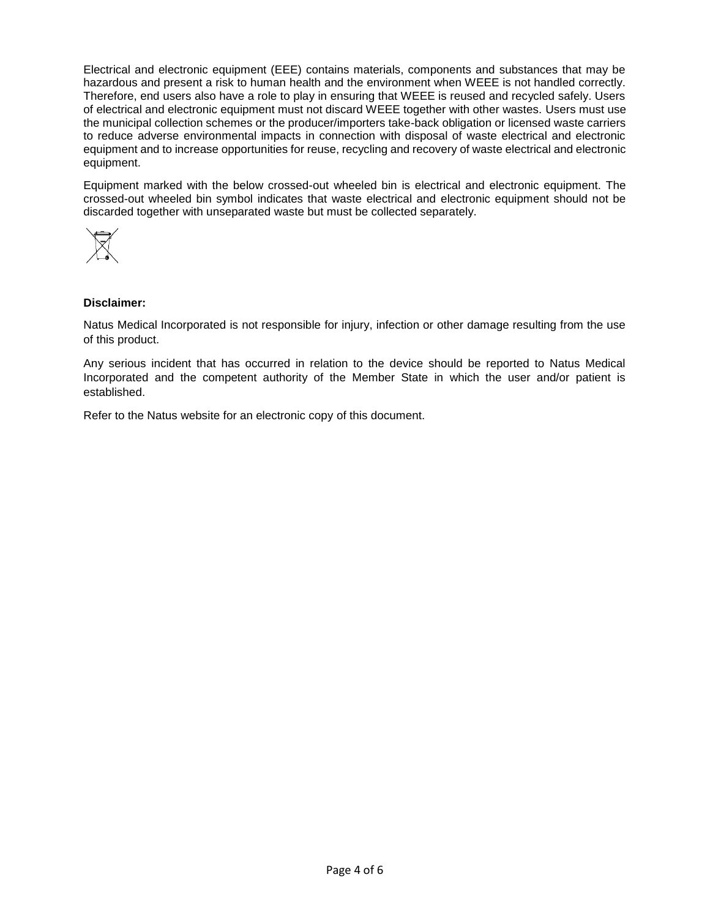Electrical and electronic equipment (EEE) contains materials, components and substances that may be hazardous and present a risk to human health and the environment when WEEE is not handled correctly. Therefore, end users also have a role to play in ensuring that WEEE is reused and recycled safely. Users of electrical and electronic equipment must not discard WEEE together with other wastes. Users must use the municipal collection schemes or the producer/importers take-back obligation or licensed waste carriers to reduce adverse environmental impacts in connection with disposal of waste electrical and electronic equipment and to increase opportunities for reuse, recycling and recovery of waste electrical and electronic equipment.

Equipment marked with the below crossed-out wheeled bin is electrical and electronic equipment. The crossed-out wheeled bin symbol indicates that waste electrical and electronic equipment should not be discarded together with unseparated waste but must be collected separately.

**Disclaimer:**

Natus Medical Incorporated is not responsible for injury, infection or other damage resulting from the use of this product.

Any serious incident that has occurred in relation to the device should be reported to Natus Medical Incorporated and the competent authority of the Member State in which the user and/or patient is established.

Refer to the Natus website for an electronic copy of this document.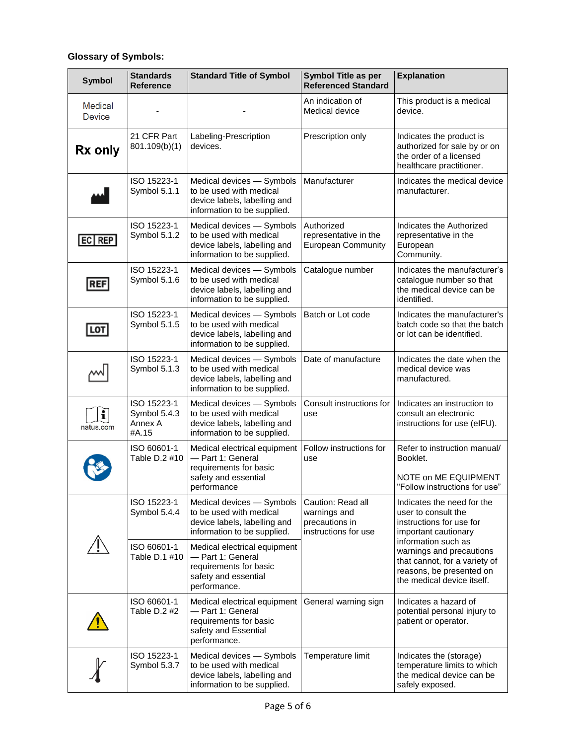**Glossary of Symbols:**

| Symbol | Standards Reference | Standard Title of Symbol | Symbol Title as per Referenced Standard | Explanation |
|---|---|---|---|---|
| Medical Device | - | - | An indication of Medical device | This product is a medical device. |
| Rx only | 21 CFR Part 801.109(b)(1) | Labeling-Prescription devices. | Prescription only | Indicates the product is authorized for sale by or on the order of a licensed healthcare practitioner. |
| | ISO 15223-1 Symbol 5.1.1 | Medical devices — Symbols to be used with medical device labels, labelling and information to be supplied. | Manufacturer | Indicates the medical device manufacturer. |
| EC REP | ISO 15223-1 Symbol 5.1.2 | Medical devices — Symbols to be used with medical device labels, labelling and information to be supplied. | Authorized representative in the European Community | Indicates the Authorized representative in the European Community. |
| REF | ISO 15223-1 Symbol 5.1.6 | Medical devices — Symbols to be used with medical device labels, labelling and information to be supplied. | Catalogue number | Indicates the manufacturer's catalogue number so that the medical device can be identified. |
| LOT | ISO 15223-1 Symbol 5.1.5 | Medical devices — Symbols to be used with medical device labels, labelling and information to be supplied. | Batch or Lot code | Indicates the manufacturer's batch code so that the batch or lot can be identified. |
| | ISO 15223-1 Symbol 5.1.3 | Medical devices — Symbols to be used with medical device labels, labelling and information to be supplied. | Date of manufacture | Indicates the date when the medical device was manufactured. |
| natus.com | ISO 15223-1 Symbol 5.4.3 Annex A #A.15 | Medical devices — Symbols to be used with medical device labels, labelling and information to be supplied. | Consult instructions for use | Indicates an instruction to consult an electronic instructions for use (eIFU). |
| | ISO 60601-1 Table D.2 #10 | Medical electrical equipment — Part 1: General requirements for basic safety and essential performance | Follow instructions for use | Refer to instruction manual/ Booklet. NOTE on ME EQUIPMENT "Follow instructions for use" |
| | ISO 15223-1 Symbol 5.4.4 | Medical devices — Symbols to be used with medical device labels, labelling and information to be supplied. | Caution: Read all warnings and precautions in instructions for use | Indicates the need for the user to consult the instructions for use for important cautionary information such as warnings and precautions that cannot, for a variety of reasons, be presented on the medical device itself. |
| | ISO 60601-1 Table D.1 #10 | Medical electrical equipment — Part 1: General requirements for basic safety and essential performance. | | |
| | ISO 60601-1 Table D.2 #2 | Medical electrical equipment — Part 1: General requirements for basic safety and Essential performance. | General warning sign | Indicates a hazard of potential personal injury to patient or operator. |
| | ISO 15223-1 Symbol 5.3.7 | Medical devices — Symbols to be used with medical device labels, labelling and information to be supplied. | Temperature limit | Indicates the (storage) temperature limits to which the medical device can be safely exposed. |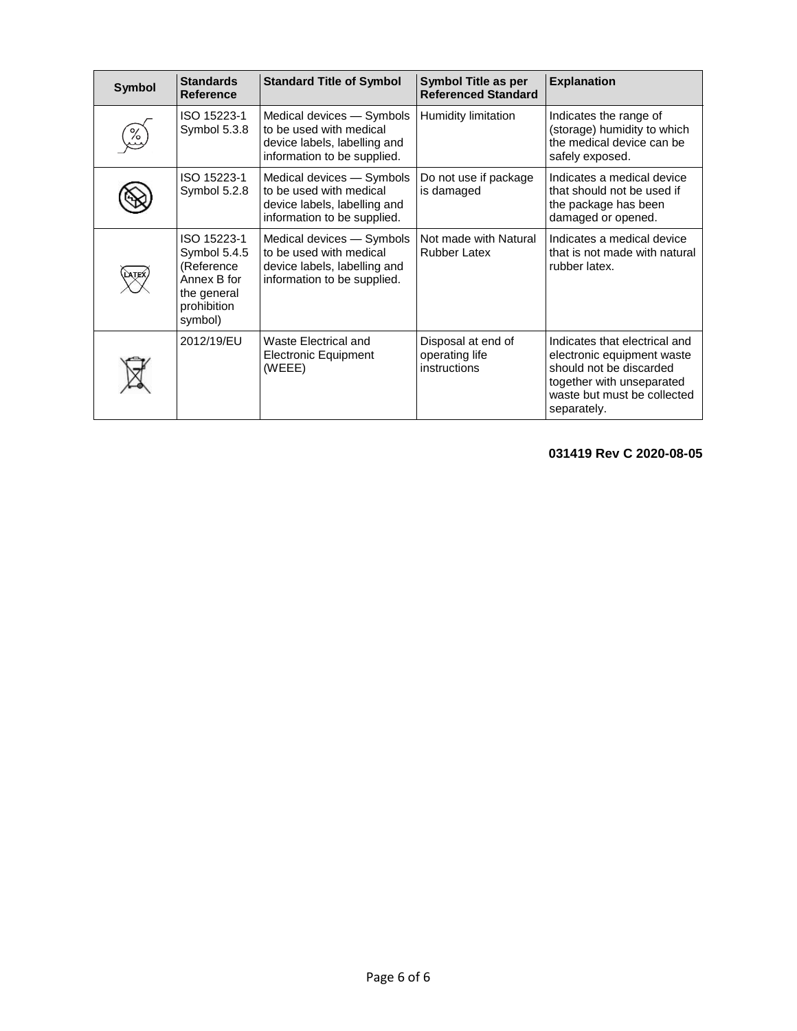| Symbol | Standards Reference | Standard Title of Symbol | Symbol Title as per Referenced Standard | Explanation |
|---|---|---|---|---|
| | ISO 15223-1 Symbol 5.3.8 | Medical devices — Symbols to be used with medical device labels, labelling and information to be supplied. | Humidity limitation | Indicates the range of (storage) humidity to which the medical device can be safely exposed. |
| | ISO 15223-1 Symbol 5.2.8 | Medical devices — Symbols to be used with medical device labels, labelling and information to be supplied. | Do not use if package is damaged | Indicates a medical device that should not be used if the package has been damaged or opened. |
| | ISO 15223-1 Symbol 5.4.5 (Reference Annex B for the general prohibition symbol) | Medical devices — Symbols to be used with medical device labels, labelling and information to be supplied. | Not made with Natural Rubber Latex | Indicates a medical device that is not made with natural rubber latex. |
| | 2012/19/EU | Waste Electrical and Electronic Equipment (WEEE) | Disposal at end of operating life instructions | Indicates that electrical and electronic equipment waste should not be discarded together with unseparated waste but must be collected separately. |

**031419 Rev C 2020-08-05**